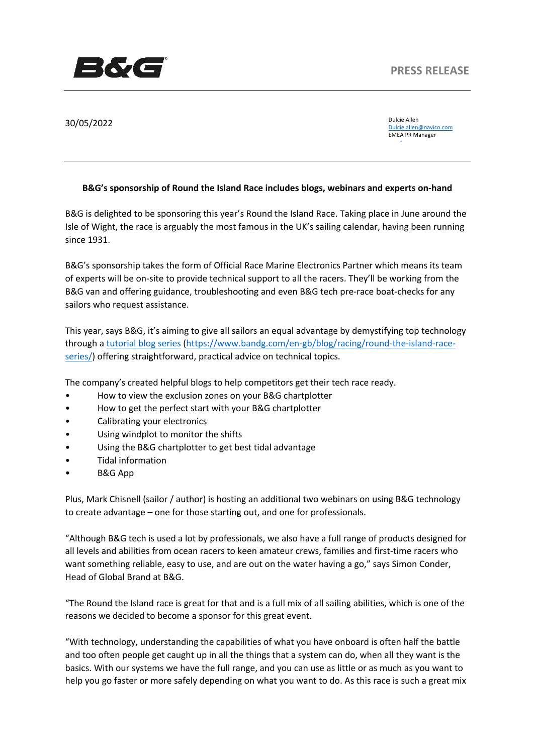**PRESS RELEASE**

30/05/2022

Dulcie Allen
Dulcie.allen@navico.com
EMEA PR Manager

**B&G's sponsorship of Round the Island Race includes blogs, webinars and experts on-hand**

B&G is delighted to be sponsoring this year's Round the Island Race. Taking place in June around the Isle of Wight, the race is arguably the most famous in the UK's sailing calendar, having been running since 1931.

B&G's sponsorship takes the form of Official Race Marine Electronics Partner which means its team of experts will be on-site to provide technical support to all the racers. They'll be working from the B&G van and offering guidance, troubleshooting and even B&G tech pre-race boat-checks for any sailors who request assistance.

This year, says B&G, it's aiming to give all sailors an equal advantage by demystifying top technology through a [tutorial blog series](https://www.bandg.com/en-gb/blog/racing/round-the-island-race-series/) (https://www.bandg.com/en-gb/blog/racing/round-the-island-race-series/) offering straightforward, practical advice on technical topics.

The company's created helpful blogs to help competitors get their tech race ready.

- How to view the exclusion zones on your B&G chartplotter
- How to get the perfect start with your B&G chartplotter
- Calibrating your electronics
- Using windplot to monitor the shifts
- Using the B&G chartplotter to get best tidal advantage
- Tidal information
- B&G App

Plus, Mark Chisnell (sailor / author) is hosting an additional two webinars on using B&G technology to create advantage – one for those starting out, and one for professionals.

"Although B&G tech is used a lot by professionals, we also have a full range of products designed for all levels and abilities from ocean racers to keen amateur crews, families and first-time racers who want something reliable, easy to use, and are out on the water having a go," says Simon Conder, Head of Global Brand at B&G.

"The Round the Island race is great for that and is a full mix of all sailing abilities, which is one of the reasons we decided to become a sponsor for this great event.

"With technology, understanding the capabilities of what you have onboard is often half the battle and too often people get caught up in all the things that a system can do, when all they want is the basics. With our systems we have the full range, and you can use as little or as much as you want to help you go faster or more safely depending on what you want to do. As this race is such a great mix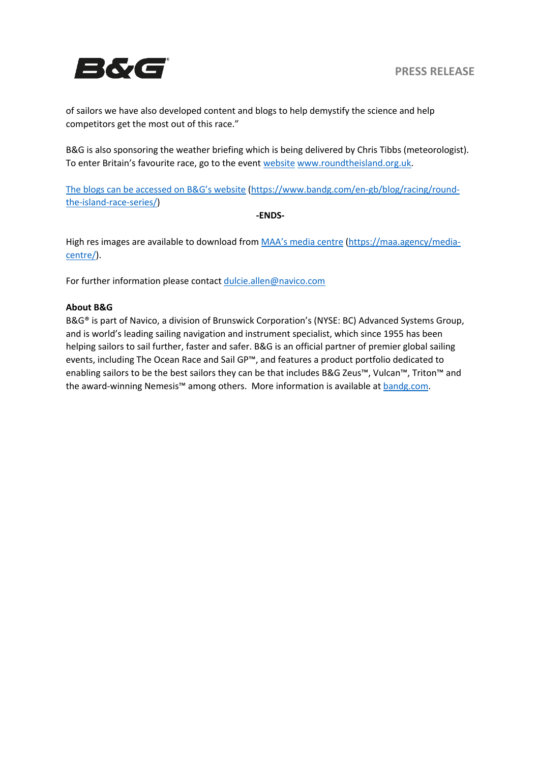of sailors we have also developed content and blogs to help demystify the science and help competitors get the most out of this race."

B&G is also sponsoring the weather briefing which is being delivered by Chris Tibbs (meteorologist). To enter Britain's favourite race, go to the event [website](www.roundtheisland.org.uk) www.roundtheisland.org.uk.

[The blogs can be accessed on B&G's website](https://www.bandg.com/en-gb/blog/racing/round-the-island-race-series/) (https://www.bandg.com/en-gb/blog/racing/round-the-island-race-series/)

**-ENDS-**

High res images are available to download from [MAA's media centre](https://maa.agency/media-centre/) (https://maa.agency/media-centre/).

For further information please contact dulcie.allen@navico.com

**About B&G**

B&G® is part of Navico, a division of Brunswick Corporation's (NYSE: BC) Advanced Systems Group, and is world's leading sailing navigation and instrument specialist, which since 1955 has been helping sailors to sail further, faster and safer. B&G is an official partner of premier global sailing events, including The Ocean Race and Sail GP™, and features a product portfolio dedicated to enabling sailors to be the best sailors they can be that includes B&G Zeus™, Vulcan™, Triton™ and the award-winning Nemesis™ among others. More information is available at [bandg.com](bandg.com).